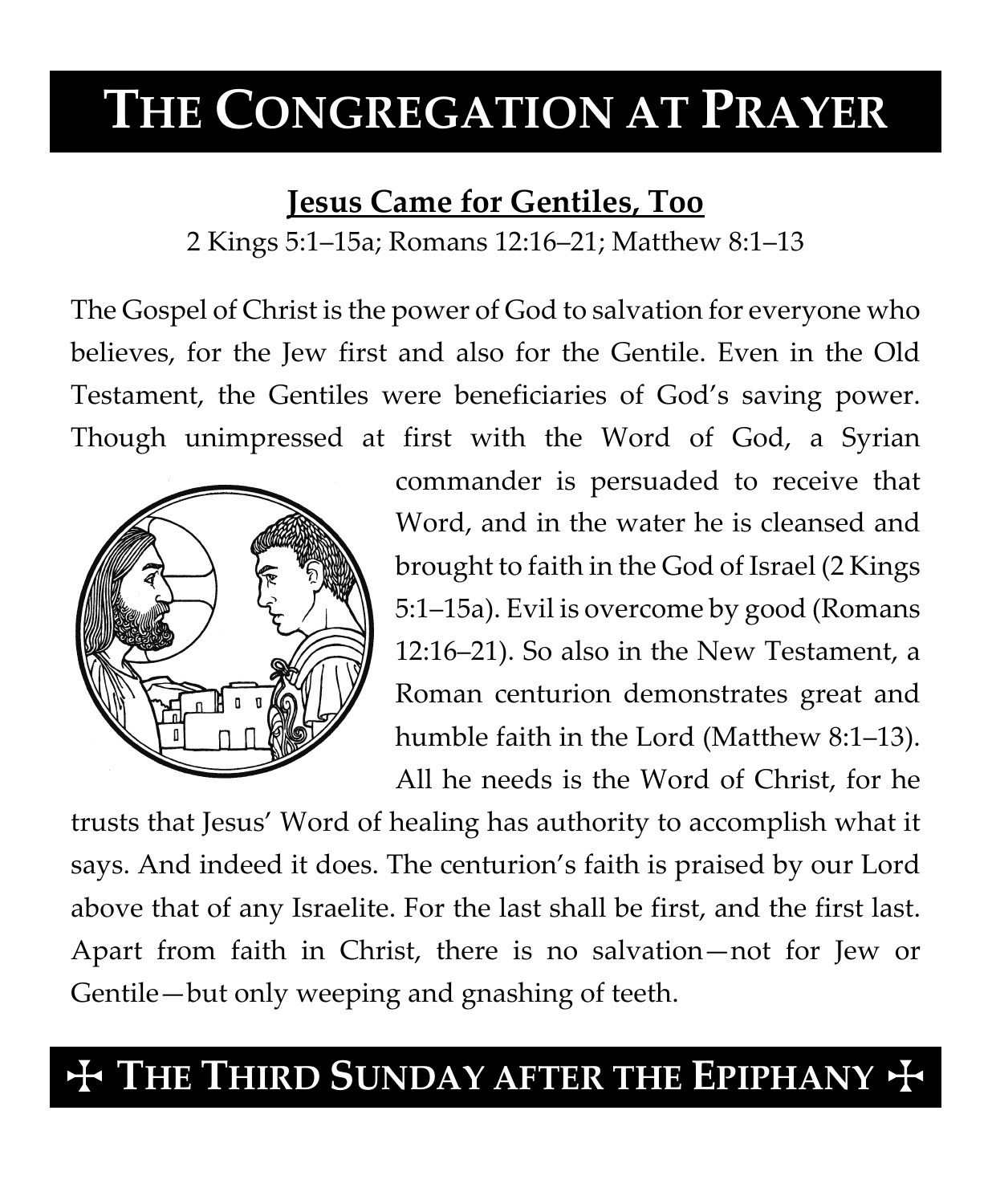# THE CONGREGATION AT PRAYER

## Jesus Came for Gentiles, Too

2 Kings 5:1–15a; Romans 12:16–21; Matthew 8:1–13

The Gospel of Christ is the power of God to salvation for everyone who believes, for the Jew first and also for the Gentile. Even in the Old Testament, the Gentiles were beneficiaries of God's saving power. Though unimpressed at first with the Word of God, a Syrian commander is persuaded to receive that Word, and in the water he is cleansed and brought to faith in the God of Israel (2 Kings 5:1–15a). Evil is overcome by good (Romans 12:16–21). So also in the New Testament, a Roman centurion demonstrates great and humble faith in the Lord (Matthew 8:1–13). All he needs is the Word of Christ, for he trusts that Jesus' Word of healing has authority to accomplish what it says. And indeed it does. The centurion's faith is praised by our Lord above that of any Israelite. For the last shall be first, and the first last. Apart from faith in Christ, there is no salvation—not for Jew or Gentile—but only weeping and gnashing of teeth.

## ✠ THE THIRD SUNDAY AFTER THE EPIPHANY ✠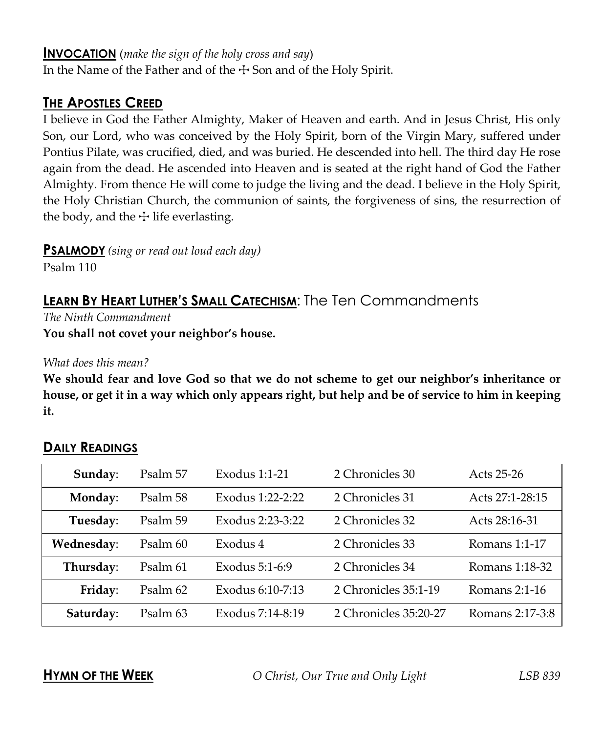## **INVOCATION** (*make the sign of the holy cross and say*)

In the Name of the Father and of the ☩ Son and of the Holy Spirit.

## **THE APOSTLES CREED**

I believe in God the Father Almighty, Maker of Heaven and earth. And in Jesus Christ, His only Son, our Lord, who was conceived by the Holy Spirit, born of the Virgin Mary, suffered under Pontius Pilate, was crucified, died, and was buried. He descended into hell. The third day He rose again from the dead. He ascended into Heaven and is seated at the right hand of God the Father Almighty. From thence He will come to judge the living and the dead. I believe in the Holy Spirit, the Holy Christian Church, the communion of saints, the forgiveness of sins, the resurrection of the body, and the ☩ life everlasting.

## **PSALMODY** *(sing or read out loud each day)*

Psalm 110

## **LEARN BY HEART LUTHER'S SMALL CATECHISM**: The Ten Commandments

*The Ninth Commandment*

**You shall not covet your neighbor's house.**

*What does this mean?*

**We should fear and love God so that we do not scheme to get our neighbor's inheritance or house, or get it in a way which only appears right, but help and be of service to him in keeping it.**

## **DAILY READINGS**

| | | | | |
|---|---|---|---|---|
| **Sunday**: | Psalm 57 | Exodus 1:1-21 | 2 Chronicles 30 | Acts 25-26 |
| **Monday**: | Psalm 58 | Exodus 1:22-2:22 | 2 Chronicles 31 | Acts 27:1-28:15 |
| **Tuesday**: | Psalm 59 | Exodus 2:23-3:22 | 2 Chronicles 32 | Acts 28:16-31 |
| **Wednesday**: | Psalm 60 | Exodus 4 | 2 Chronicles 33 | Romans 1:1-17 |
| **Thursday**: | Psalm 61 | Exodus 5:1-6:9 | 2 Chronicles 34 | Romans 1:18-32 |
| **Friday**: | Psalm 62 | Exodus 6:10-7:13 | 2 Chronicles 35:1-19 | Romans 2:1-16 |
| **Saturday**: | Psalm 63 | Exodus 7:14-8:19 | 2 Chronicles 35:20-27 | Romans 2:17-3:8 |

## **HYMN OF THE WEEK**

*O Christ, Our True and Only Light* — *LSB 839*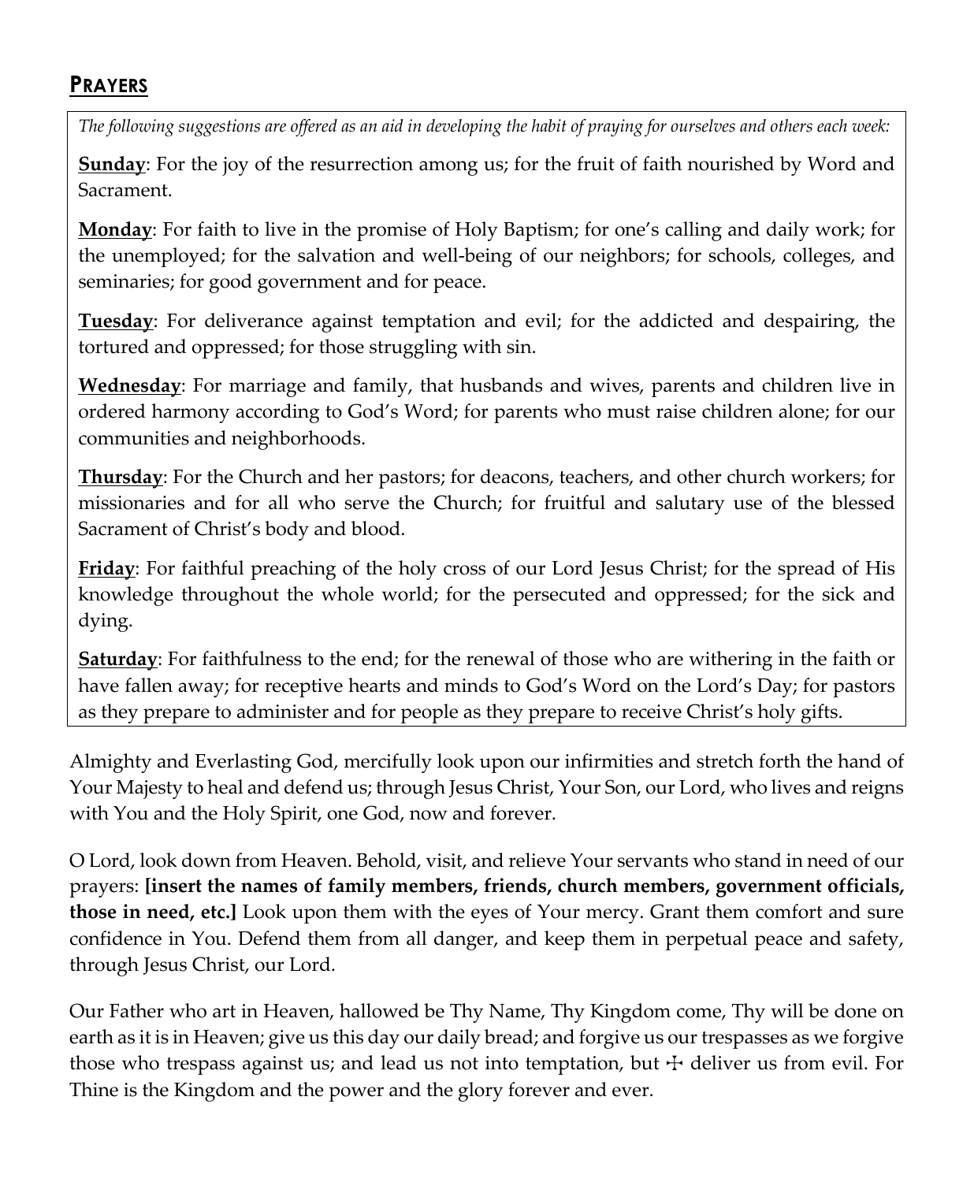## PRAYERS

*The following suggestions are offered as an aid in developing the habit of praying for ourselves and others each week:*

**Sunday**: For the joy of the resurrection among us; for the fruit of faith nourished by Word and Sacrament.

**Monday**: For faith to live in the promise of Holy Baptism; for one's calling and daily work; for the unemployed; for the salvation and well-being of our neighbors; for schools, colleges, and seminaries; for good government and for peace.

**Tuesday**: For deliverance against temptation and evil; for the addicted and despairing, the tortured and oppressed; for those struggling with sin.

**Wednesday**: For marriage and family, that husbands and wives, parents and children live in ordered harmony according to God's Word; for parents who must raise children alone; for our communities and neighborhoods.

**Thursday**: For the Church and her pastors; for deacons, teachers, and other church workers; for missionaries and for all who serve the Church; for fruitful and salutary use of the blessed Sacrament of Christ's body and blood.

**Friday**: For faithful preaching of the holy cross of our Lord Jesus Christ; for the spread of His knowledge throughout the whole world; for the persecuted and oppressed; for the sick and dying.

**Saturday**: For faithfulness to the end; for the renewal of those who are withering in the faith or have fallen away; for receptive hearts and minds to God's Word on the Lord's Day; for pastors as they prepare to administer and for people as they prepare to receive Christ's holy gifts.

Almighty and Everlasting God, mercifully look upon our infirmities and stretch forth the hand of Your Majesty to heal and defend us; through Jesus Christ, Your Son, our Lord, who lives and reigns with You and the Holy Spirit, one God, now and forever.

O Lord, look down from Heaven. Behold, visit, and relieve Your servants who stand in need of our prayers: **[insert the names of family members, friends, church members, government officials, those in need, etc.]** Look upon them with the eyes of Your mercy. Grant them comfort and sure confidence in You. Defend them from all danger, and keep them in perpetual peace and safety, through Jesus Christ, our Lord.

Our Father who art in Heaven, hallowed be Thy Name, Thy Kingdom come, Thy will be done on earth as it is in Heaven; give us this day our daily bread; and forgive us our trespasses as we forgive those who trespass against us; and lead us not into temptation, but ☩ deliver us from evil. For Thine is the Kingdom and the power and the glory forever and ever.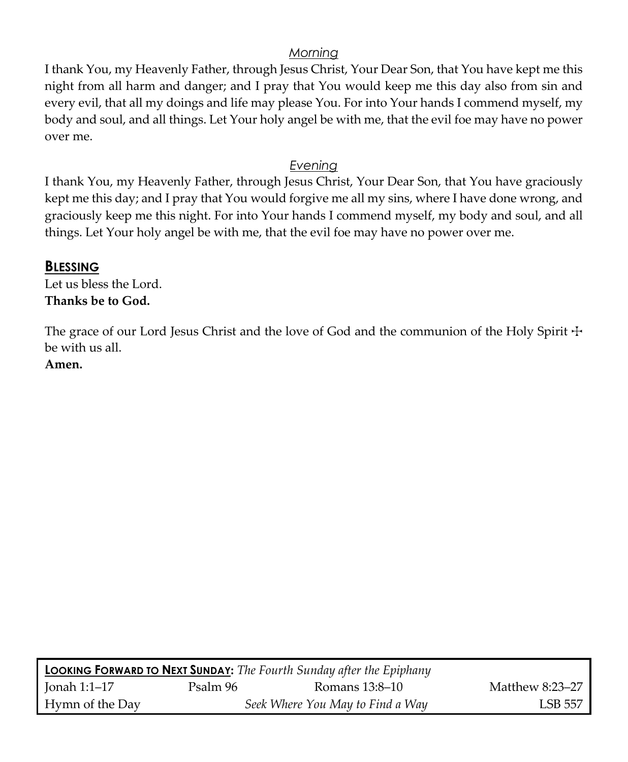*Morning*

I thank You, my Heavenly Father, through Jesus Christ, Your Dear Son, that You have kept me this night from all harm and danger; and I pray that You would keep me this day also from sin and every evil, that all my doings and life may please You. For into Your hands I commend myself, my body and soul, and all things. Let Your holy angel be with me, that the evil foe may have no power over me.

*Evening*

I thank You, my Heavenly Father, through Jesus Christ, Your Dear Son, that You have graciously kept me this day; and I pray that You would forgive me all my sins, where I have done wrong, and graciously keep me this night. For into Your hands I commend myself, my body and soul, and all things. Let Your holy angel be with me, that the evil foe may have no power over me.

## BLESSING

Let us bless the Lord.
**Thanks be to God.**

The grace of our Lord Jesus Christ and the love of God and the communion of the Holy Spirit ☩ be with us all.
**Amen.**

| **LOOKING FORWARD TO NEXT SUNDAY:** *The Fourth Sunday after the Epiphany* | | | |
|---|---|---|---|
| Jonah 1:1–17 | Psalm 96 | Romans 13:8–10 | Matthew 8:23–27 |
| Hymn of the Day | *Seek Where You May to Find a Way* | | LSB 557 |